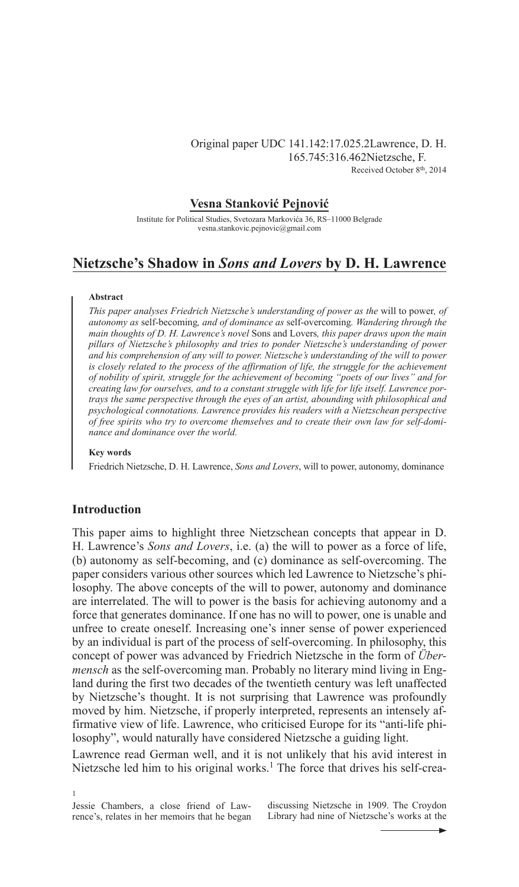Original paper UDC 141.142:17.025.2Lawrence, D. H.
165.745:316.462Nietzsche, F.
Received October 8th, 2014

**Vesna Stanković Pejnović**

Institute for Political Studies, Svetozara Markovića 36, RS–11000 Belgrade
vesna.stankovic.pejnovic@gmail.com

# Nietzsche's Shadow in *Sons and Lovers* by D. H. Lawrence

**Abstract**

*This paper analyses Friedrich Nietzsche's understanding of power as the* will to power*, of autonomy as* self-becoming*, and of dominance as* self-overcoming*. Wandering through the main thoughts of D. H. Lawrence's novel* Sons and Lovers*, this paper draws upon the main pillars of Nietzsche's philosophy and tries to ponder Nietzsche's understanding of power and his comprehension of any will to power. Nietzsche's understanding of the will to power is closely related to the process of the affirmation of life, the struggle for the achievement of nobility of spirit, struggle for the achievement of becoming "poets of our lives" and for creating law for ourselves, and to a constant struggle with life for life itself. Lawrence portrays the same perspective through the eyes of an artist, abounding with philosophical and psychological connotations. Lawrence provides his readers with a Nietzschean perspective of free spirits who try to overcome themselves and to create their own law for self-dominance and dominance over the world.*

**Key words**

Friedrich Nietzsche, D. H. Lawrence, *Sons and Lovers*, will to power, autonomy, dominance

## Introduction

This paper aims to highlight three Nietzschean concepts that appear in D. H. Lawrence's *Sons and Lovers*, i.e. (a) the will to power as a force of life, (b) autonomy as self-becoming, and (c) dominance as self-overcoming. The paper considers various other sources which led Lawrence to Nietzsche's philosophy. The above concepts of the will to power, autonomy and dominance are interrelated. The will to power is the basis for achieving autonomy and a force that generates dominance. If one has no will to power, one is unable and unfree to create oneself. Increasing one's inner sense of power experienced by an individual is part of the process of self-overcoming. In philosophy, this concept of power was advanced by Friedrich Nietzsche in the form of *Übermensch* as the self-overcoming man. Probably no literary mind living in England during the first two decades of the twentieth century was left unaffected by Nietzsche's thought. It is not surprising that Lawrence was profoundly moved by him. Nietzsche, if properly interpreted, represents an intensely affirmative view of life. Lawrence, who criticised Europe for its "anti-life philosophy", would naturally have considered Nietzsche a guiding light.

Lawrence read German well, and it is not unlikely that his avid interest in Nietzsche led him to his original works.[1] The force that drives his self-crea-

[1] Jessie Chambers, a close friend of Lawrence's, relates in her memoirs that he began discussing Nietzsche in 1909. The Croydon Library had nine of Nietzsche's works at the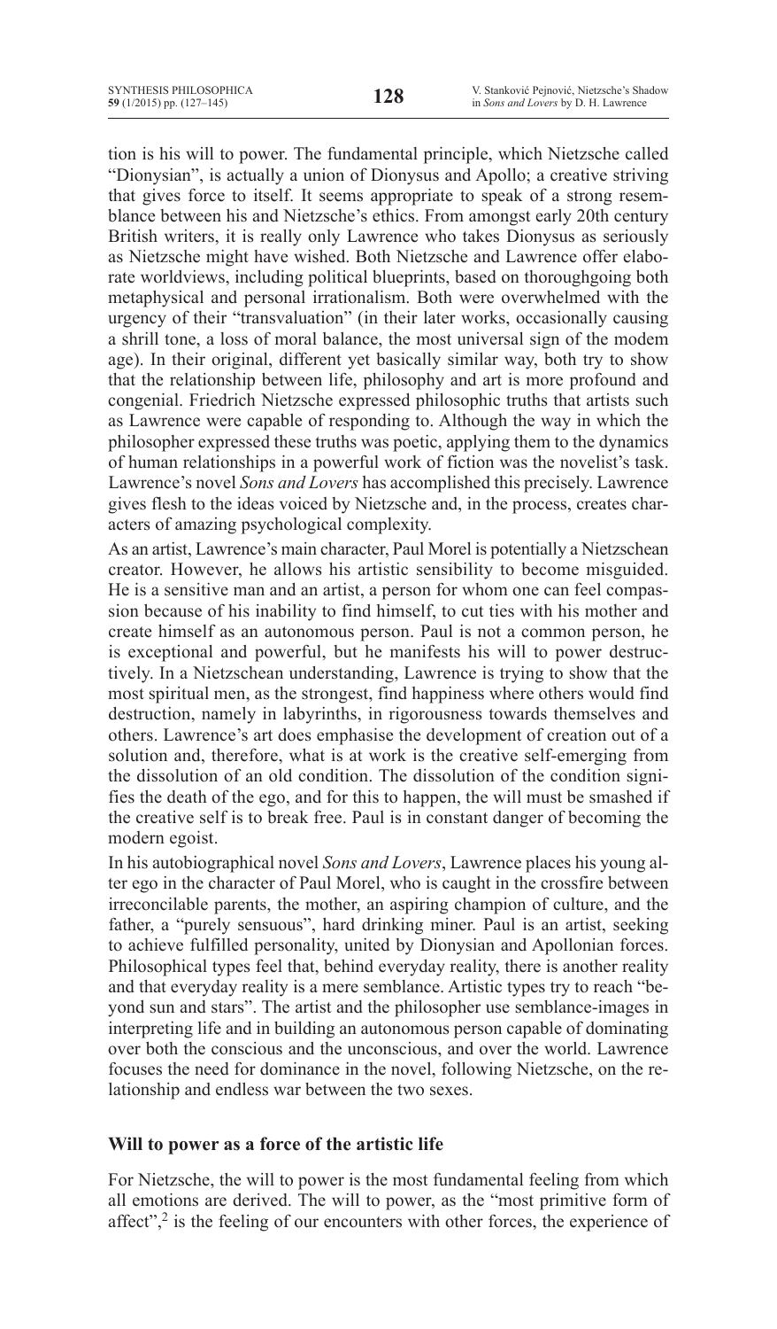tion is his will to power. The fundamental principle, which Nietzsche called "Dionysian", is actually a union of Dionysus and Apollo; a creative striving that gives force to itself. It seems appropriate to speak of a strong resemblance between his and Nietzsche's ethics. From amongst early 20th century British writers, it is really only Lawrence who takes Dionysus as seriously as Nietzsche might have wished. Both Nietzsche and Lawrence offer elaborate worldviews, including political blueprints, based on thoroughgoing both metaphysical and personal irrationalism. Both were overwhelmed with the urgency of their "transvaluation" (in their later works, occasionally causing a shrill tone, a loss of moral balance, the most universal sign of the modem age). In their original, different yet basically similar way, both try to show that the relationship between life, philosophy and art is more profound and congenial. Friedrich Nietzsche expressed philosophic truths that artists such as Lawrence were capable of responding to. Although the way in which the philosopher expressed these truths was poetic, applying them to the dynamics of human relationships in a powerful work of fiction was the novelist's task. Lawrence's novel *Sons and Lovers* has accomplished this precisely. Lawrence gives flesh to the ideas voiced by Nietzsche and, in the process, creates characters of amazing psychological complexity.

As an artist, Lawrence's main character, Paul Morel is potentially a Nietzschean creator. However, he allows his artistic sensibility to become misguided. He is a sensitive man and an artist, a person for whom one can feel compassion because of his inability to find himself, to cut ties with his mother and create himself as an autonomous person. Paul is not a common person, he is exceptional and powerful, but he manifests his will to power destructively. In a Nietzschean understanding, Lawrence is trying to show that the most spiritual men, as the strongest, find happiness where others would find destruction, namely in labyrinths, in rigorousness towards themselves and others. Lawrence's art does emphasise the development of creation out of a solution and, therefore, what is at work is the creative self-emerging from the dissolution of an old condition. The dissolution of the condition signifies the death of the ego, and for this to happen, the will must be smashed if the creative self is to break free. Paul is in constant danger of becoming the modern egoist.

In his autobiographical novel *Sons and Lovers*, Lawrence places his young alter ego in the character of Paul Morel, who is caught in the crossfire between irreconcilable parents, the mother, an aspiring champion of culture, and the father, a "purely sensuous", hard drinking miner. Paul is an artist, seeking to achieve fulfilled personality, united by Dionysian and Apollonian forces. Philosophical types feel that, behind everyday reality, there is another reality and that everyday reality is a mere semblance. Artistic types try to reach "beyond sun and stars". The artist and the philosopher use semblance-images in interpreting life and in building an autonomous person capable of dominating over both the conscious and the unconscious, and over the world. Lawrence focuses the need for dominance in the novel, following Nietzsche, on the relationship and endless war between the two sexes.

## Will to power as a force of the artistic life

For Nietzsche, the will to power is the most fundamental feeling from which all emotions are derived. The will to power, as the "most primitive form of affect",[2] is the feeling of our encounters with other forces, the experience of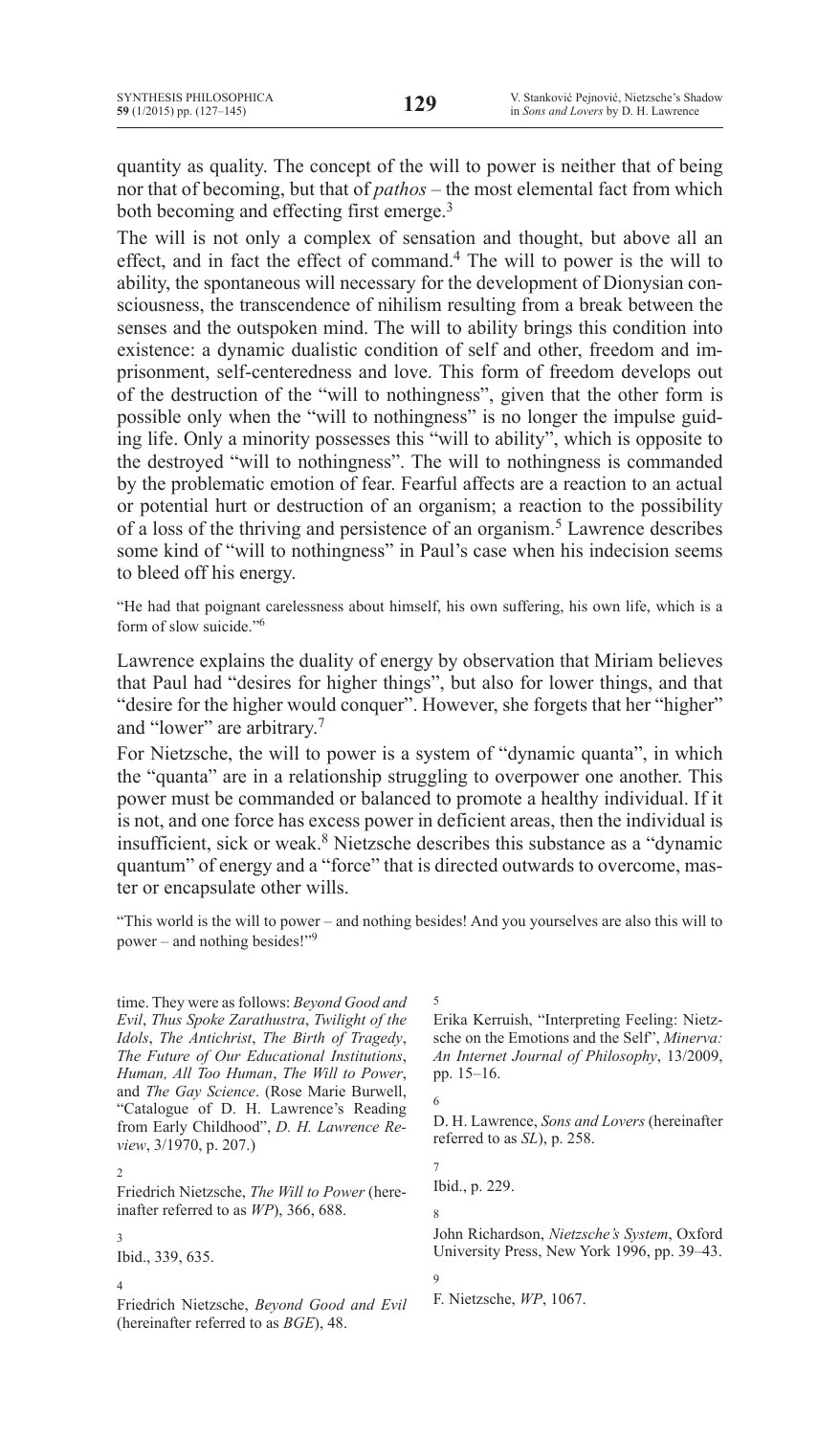quantity as quality. The concept of the will to power is neither that of being nor that of becoming, but that of *pathos* – the most elemental fact from which both becoming and effecting first emerge.[3]

The will is not only a complex of sensation and thought, but above all an effect, and in fact the effect of command.[4] The will to power is the will to ability, the spontaneous will necessary for the development of Dionysian consciousness, the transcendence of nihilism resulting from a break between the senses and the outspoken mind. The will to ability brings this condition into existence: a dynamic dualistic condition of self and other, freedom and imprisonment, self-centeredness and love. This form of freedom develops out of the destruction of the "will to nothingness", given that the other form is possible only when the "will to nothingness" is no longer the impulse guiding life. Only a minority possesses this "will to ability", which is opposite to the destroyed "will to nothingness". The will to nothingness is commanded by the problematic emotion of fear. Fearful affects are a reaction to an actual or potential hurt or destruction of an organism; a reaction to the possibility of a loss of the thriving and persistence of an organism.[5] Lawrence describes some kind of "will to nothingness" in Paul's case when his indecision seems to bleed off his energy.

"He had that poignant carelessness about himself, his own suffering, his own life, which is a form of slow suicide."[6]

Lawrence explains the duality of energy by observation that Miriam believes that Paul had "desires for higher things", but also for lower things, and that "desire for the higher would conquer". However, she forgets that her "higher" and "lower" are arbitrary.[7]

For Nietzsche, the will to power is a system of "dynamic quanta", in which the "quanta" are in a relationship struggling to overpower one another. This power must be commanded or balanced to promote a healthy individual. If it is not, and one force has excess power in deficient areas, then the individual is insufficient, sick or weak.[8] Nietzsche describes this substance as a "dynamic quantum" of energy and a "force" that is directed outwards to overcome, master or encapsulate other wills.

"This world is the will to power – and nothing besides! And you yourselves are also this will to power – and nothing besides!"[9]

---

time. They were as follows: *Beyond Good and Evil*, *Thus Spoke Zarathustra*, *Twilight of the Idols*, *The Antichrist*, *The Birth of Tragedy*, *The Future of Our Educational Institutions*, *Human, All Too Human*, *The Will to Power*, and *The Gay Science*. (Rose Marie Burwell, "Catalogue of D. H. Lawrence's Reading from Early Childhood", *D. H. Lawrence Review*, 3/1970, p. 207.)

2 Friedrich Nietzsche, *The Will to Power* (hereinafter referred to as *WP*), 366, 688.

3 Ibid., 339, 635.

4 Friedrich Nietzsche, *Beyond Good and Evil* (hereinafter referred to as *BGE*), 48.

5 Erika Kerruish, "Interpreting Feeling: Nietzsche on the Emotions and the Self", *Minerva: An Internet Journal of Philosophy*, 13/2009, pp. 15–16.

6 D. H. Lawrence, *Sons and Lovers* (hereinafter referred to as *SL*), p. 258.

7 Ibid., p. 229.

8 John Richardson, *Nietzsche's System*, Oxford University Press, New York 1996, pp. 39–43.

9 F. Nietzsche, *WP*, 1067.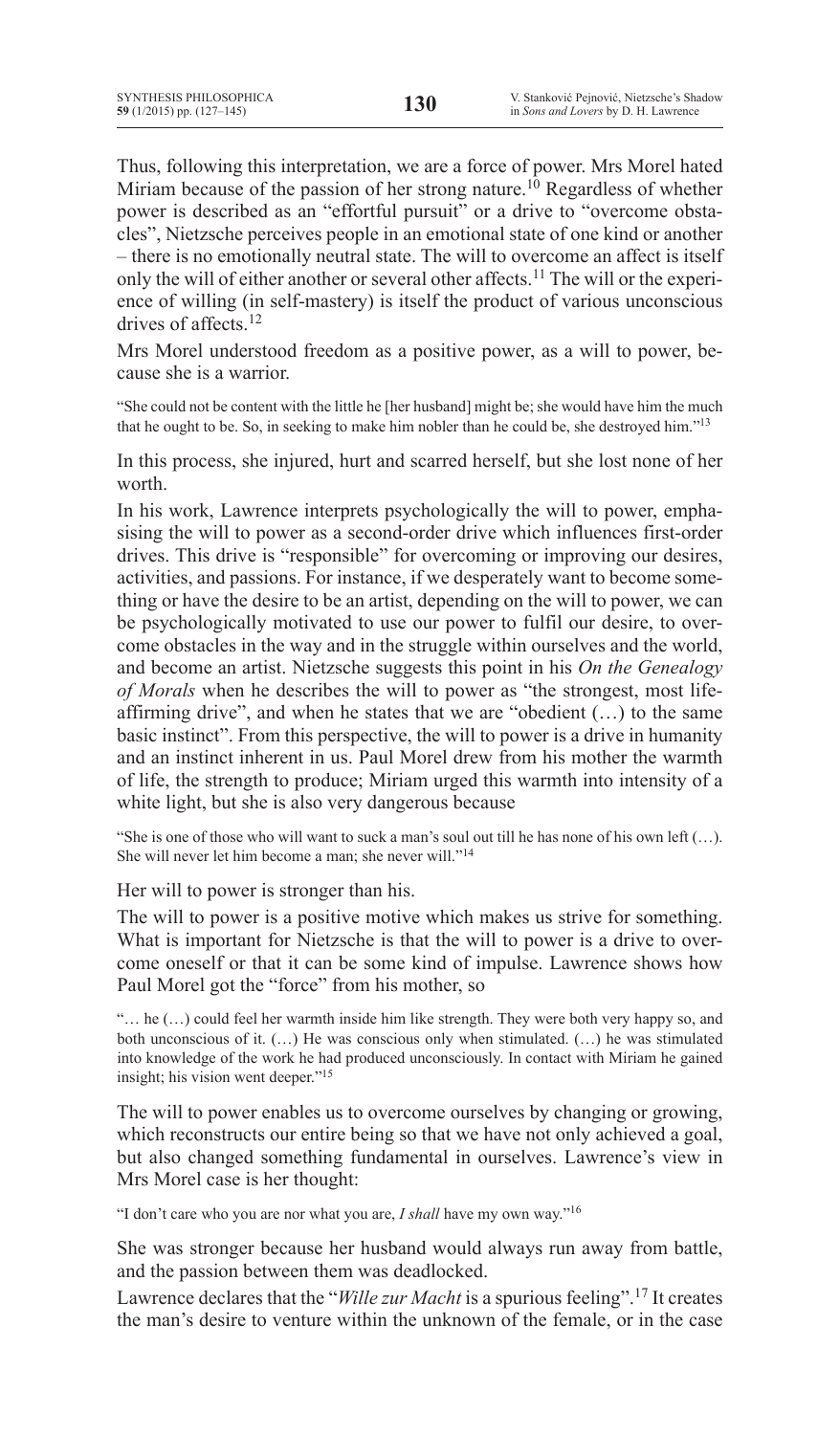Thus, following this interpretation, we are a force of power. Mrs Morel hated Miriam because of the passion of her strong nature.[10] Regardless of whether power is described as an "effortful pursuit" or a drive to "overcome obstacles", Nietzsche perceives people in an emotional state of one kind or another – there is no emotionally neutral state. The will to overcome an affect is itself only the will of either another or several other affects.[11] The will or the experience of willing (in self-mastery) is itself the product of various unconscious drives of affects.[12]

Mrs Morel understood freedom as a positive power, as a will to power, because she is a warrior.

> "She could not be content with the little he [her husband] might be; she would have him the much that he ought to be. So, in seeking to make him nobler than he could be, she destroyed him."[13]

In this process, she injured, hurt and scarred herself, but she lost none of her worth.

In his work, Lawrence interprets psychologically the will to power, emphasising the will to power as a second-order drive which influences first-order drives. This drive is "responsible" for overcoming or improving our desires, activities, and passions. For instance, if we desperately want to become something or have the desire to be an artist, depending on the will to power, we can be psychologically motivated to use our power to fulfil our desire, to overcome obstacles in the way and in the struggle within ourselves and the world, and become an artist. Nietzsche suggests this point in his *On the Genealogy of Morals* when he describes the will to power as "the strongest, most life-affirming drive", and when he states that we are "obedient (…) to the same basic instinct". From this perspective, the will to power is a drive in humanity and an instinct inherent in us. Paul Morel drew from his mother the warmth of life, the strength to produce; Miriam urged this warmth into intensity of a white light, but she is also very dangerous because

> "She is one of those who will want to suck a man's soul out till he has none of his own left (…). She will never let him become a man; she never will."[14]

Her will to power is stronger than his.

The will to power is a positive motive which makes us strive for something. What is important for Nietzsche is that the will to power is a drive to overcome oneself or that it can be some kind of impulse. Lawrence shows how Paul Morel got the "force" from his mother, so

> "… he (…) could feel her warmth inside him like strength. They were both very happy so, and both unconscious of it. (…) He was conscious only when stimulated. (…) he was stimulated into knowledge of the work he had produced unconsciously. In contact with Miriam he gained insight; his vision went deeper."[15]

The will to power enables us to overcome ourselves by changing or growing, which reconstructs our entire being so that we have not only achieved a goal, but also changed something fundamental in ourselves. Lawrence's view in Mrs Morel case is her thought:

> "I don't care who you are nor what you are, *I shall* have my own way."[16]

She was stronger because her husband would always run away from battle, and the passion between them was deadlocked.

Lawrence declares that the "*Wille zur Macht* is a spurious feeling".[17] It creates the man's desire to venture within the unknown of the female, or in the case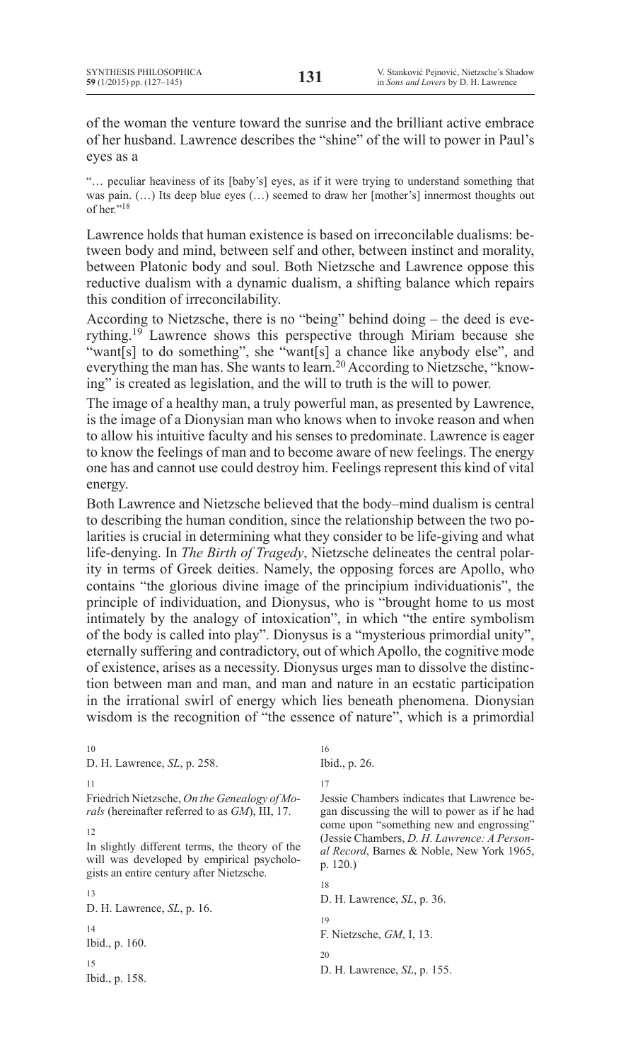of the woman the venture toward the sunrise and the brilliant active embrace of her husband. Lawrence describes the "shine" of the will to power in Paul's eyes as a

> "… peculiar heaviness of its [baby's] eyes, as if it were trying to understand something that was pain. (…) Its deep blue eyes (…) seemed to draw her [mother's] innermost thoughts out of her."[18]

Lawrence holds that human existence is based on irreconcilable dualisms: between body and mind, between self and other, between instinct and morality, between Platonic body and soul. Both Nietzsche and Lawrence oppose this reductive dualism with a dynamic dualism, a shifting balance which repairs this condition of irreconcilability.

According to Nietzsche, there is no "being" behind doing – the deed is everything.[19] Lawrence shows this perspective through Miriam because she "want[s] to do something", she "want[s] a chance like anybody else", and everything the man has. She wants to learn.[20] According to Nietzsche, "knowing" is created as legislation, and the will to truth is the will to power.

The image of a healthy man, a truly powerful man, as presented by Lawrence, is the image of a Dionysian man who knows when to invoke reason and when to allow his intuitive faculty and his senses to predominate. Lawrence is eager to know the feelings of man and to become aware of new feelings. The energy one has and cannot use could destroy him. Feelings represent this kind of vital energy.

Both Lawrence and Nietzsche believed that the body–mind dualism is central to describing the human condition, since the relationship between the two polarities is crucial in determining what they consider to be life-giving and what life-denying. In *The Birth of Tragedy*, Nietzsche delineates the central polarity in terms of Greek deities. Namely, the opposing forces are Apollo, who contains "the glorious divine image of the principium individuationis", the principle of individuation, and Dionysus, who is "brought home to us most intimately by the analogy of intoxication", in which "the entire symbolism of the body is called into play". Dionysus is a "mysterious primordial unity", eternally suffering and contradictory, out of which Apollo, the cognitive mode of existence, arises as a necessity. Dionysus urges man to dissolve the distinction between man and man, and man and nature in an ecstatic participation in the irrational swirl of energy which lies beneath phenomena. Dionysian wisdom is the recognition of "the essence of nature", which is a primordial

---

10 D. H. Lawrence, *SL*, p. 258.

11 Friedrich Nietzsche, *On the Genealogy of Morals* (hereinafter referred to as *GM*), III, 17.

12 In slightly different terms, the theory of the will was developed by empirical psychologists an entire century after Nietzsche.

13 D. H. Lawrence, *SL*, p. 16.

14 Ibid., p. 160.

15 Ibid., p. 158.

16 Ibid., p. 26.

17 Jessie Chambers indicates that Lawrence began discussing the will to power as if he had come upon "something new and engrossing" (Jessie Chambers, *D. H. Lawrence: A Personal Record*, Barnes & Noble, New York 1965, p. 120.)

18 D. H. Lawrence, *SL*, p. 36.

19 F. Nietzsche, *GM*, I, 13.

20 D. H. Lawrence, *SL*, p. 155.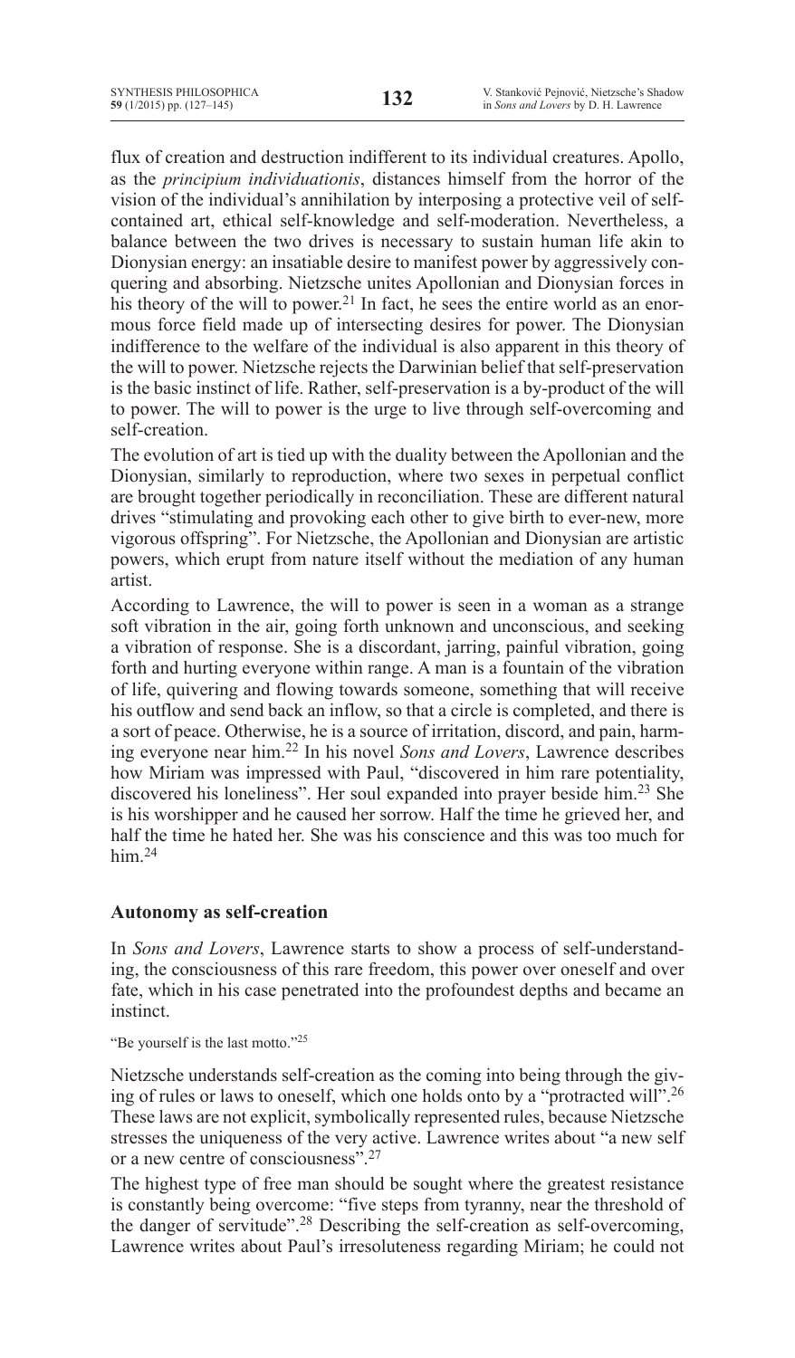flux of creation and destruction indifferent to its individual creatures. Apollo, as the *principium individuationis*, distances himself from the horror of the vision of the individual's annihilation by interposing a protective veil of self-contained art, ethical self-knowledge and self-moderation. Nevertheless, a balance between the two drives is necessary to sustain human life akin to Dionysian energy: an insatiable desire to manifest power by aggressively conquering and absorbing. Nietzsche unites Apollonian and Dionysian forces in his theory of the will to power.[21] In fact, he sees the entire world as an enormous force field made up of intersecting desires for power. The Dionysian indifference to the welfare of the individual is also apparent in this theory of the will to power. Nietzsche rejects the Darwinian belief that self-preservation is the basic instinct of life. Rather, self-preservation is a by-product of the will to power. The will to power is the urge to live through self-overcoming and self-creation.

The evolution of art is tied up with the duality between the Apollonian and the Dionysian, similarly to reproduction, where two sexes in perpetual conflict are brought together periodically in reconciliation. These are different natural drives "stimulating and provoking each other to give birth to ever-new, more vigorous offspring". For Nietzsche, the Apollonian and Dionysian are artistic powers, which erupt from nature itself without the mediation of any human artist.

According to Lawrence, the will to power is seen in a woman as a strange soft vibration in the air, going forth unknown and unconscious, and seeking a vibration of response. She is a discordant, jarring, painful vibration, going forth and hurting everyone within range. A man is a fountain of the vibration of life, quivering and flowing towards someone, something that will receive his outflow and send back an inflow, so that a circle is completed, and there is a sort of peace. Otherwise, he is a source of irritation, discord, and pain, harming everyone near him.[22] In his novel *Sons and Lovers*, Lawrence describes how Miriam was impressed with Paul, "discovered in him rare potentiality, discovered his loneliness". Her soul expanded into prayer beside him.[23] She is his worshipper and he caused her sorrow. Half the time he grieved her, and half the time he hated her. She was his conscience and this was too much for him.[24]

## Autonomy as self-creation

In *Sons and Lovers*, Lawrence starts to show a process of self-understanding, the consciousness of this rare freedom, this power over oneself and over fate, which in his case penetrated into the profoundest depths and became an instinct.

"Be yourself is the last motto."[25]

Nietzsche understands self-creation as the coming into being through the giving of rules or laws to oneself, which one holds onto by a "protracted will".[26] These laws are not explicit, symbolically represented rules, because Nietzsche stresses the uniqueness of the very active. Lawrence writes about "a new self or a new centre of consciousness".[27]

The highest type of free man should be sought where the greatest resistance is constantly being overcome: "five steps from tyranny, near the threshold of the danger of servitude".[28] Describing the self-creation as self-overcoming, Lawrence writes about Paul's irresoluteness regarding Miriam; he could not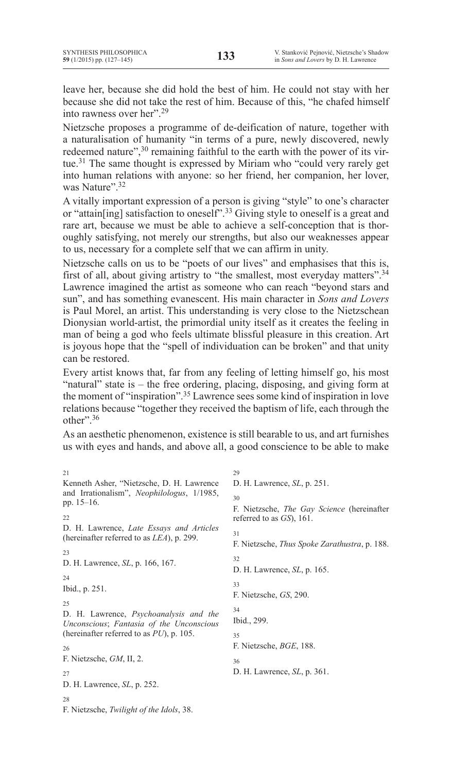leave her, because she did hold the best of him. He could not stay with her because she did not take the rest of him. Because of this, "he chafed himself into rawness over her".[29]

Nietzsche proposes a programme of de-deification of nature, together with a naturalisation of humanity "in terms of a pure, newly discovered, newly redeemed nature",[30] remaining faithful to the earth with the power of its virtue.[31] The same thought is expressed by Miriam who "could very rarely get into human relations with anyone: so her friend, her companion, her lover, was Nature".[32]

A vitally important expression of a person is giving "style" to one's character or "attain[ing] satisfaction to oneself".[33] Giving style to oneself is a great and rare art, because we must be able to achieve a self-conception that is thoroughly satisfying, not merely our strengths, but also our weaknesses appear to us, necessary for a complete self that we can affirm in unity.

Nietzsche calls on us to be "poets of our lives" and emphasises that this is, first of all, about giving artistry to "the smallest, most everyday matters".[34] Lawrence imagined the artist as someone who can reach "beyond stars and sun", and has something evanescent. His main character in *Sons and Lovers* is Paul Morel, an artist. This understanding is very close to the Nietzschean Dionysian world-artist, the primordial unity itself as it creates the feeling in man of being a god who feels ultimate blissful pleasure in this creation. Art is joyous hope that the "spell of individuation can be broken" and that unity can be restored.

Every artist knows that, far from any feeling of letting himself go, his most "natural" state is – the free ordering, placing, disposing, and giving form at the moment of "inspiration".[35] Lawrence sees some kind of inspiration in love relations because "together they received the baptism of life, each through the other".[36]

As an aesthetic phenomenon, existence is still bearable to us, and art furnishes us with eyes and hands, and above all, a good conscience to be able to make

---

21 Kenneth Asher, "Nietzsche, D. H. Lawrence and Irrationalism", *Neophilologus*, 1/1985, pp. 15–16.

22 D. H. Lawrence, *Late Essays and Articles* (hereinafter referred to as *LEA*), p. 299.

23 D. H. Lawrence, *SL*, p. 166, 167.

24 Ibid., p. 251.

25 D. H. Lawrence, *Psychoanalysis and the Unconscious*; *Fantasia of the Unconscious* (hereinafter referred to as *PU*), p. 105.

26 F. Nietzsche, *GM*, II, 2.

27 D. H. Lawrence, *SL*, p. 252.

28 F. Nietzsche, *Twilight of the Idols*, 38.

29 D. H. Lawrence, *SL*, p. 251.

30 F. Nietzsche, *The Gay Science* (hereinafter referred to as *GS*), 161.

31 F. Nietzsche, *Thus Spoke Zarathustra*, p. 188.

32 D. H. Lawrence, *SL*, p. 165.

33 F. Nietzsche, *GS*, 290.

34 Ibid., 299.

35 F. Nietzsche, *BGE*, 188.

36 D. H. Lawrence, *SL*, p. 361.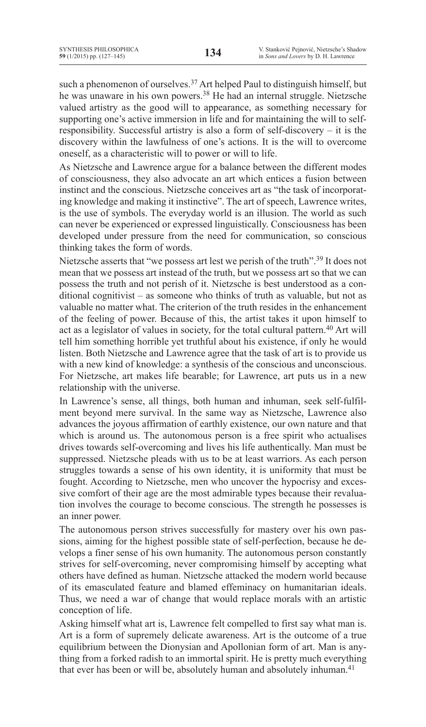such a phenomenon of ourselves.[37] Art helped Paul to distinguish himself, but he was unaware in his own powers.[38] He had an internal struggle. Nietzsche valued artistry as the good will to appearance, as something necessary for supporting one's active immersion in life and for maintaining the will to self-responsibility. Successful artistry is also a form of self-discovery – it is the discovery within the lawfulness of one's actions. It is the will to overcome oneself, as a characteristic will to power or will to life.

As Nietzsche and Lawrence argue for a balance between the different modes of consciousness, they also advocate an art which entices a fusion between instinct and the conscious. Nietzsche conceives art as "the task of incorporating knowledge and making it instinctive". The art of speech, Lawrence writes, is the use of symbols. The everyday world is an illusion. The world as such can never be experienced or expressed linguistically. Consciousness has been developed under pressure from the need for communication, so conscious thinking takes the form of words.

Nietzsche asserts that "we possess art lest we perish of the truth".[39] It does not mean that we possess art instead of the truth, but we possess art so that we can possess the truth and not perish of it. Nietzsche is best understood as a conditional cognitivist – as someone who thinks of truth as valuable, but not as valuable no matter what. The criterion of the truth resides in the enhancement of the feeling of power. Because of this, the artist takes it upon himself to act as a legislator of values in society, for the total cultural pattern.[40] Art will tell him something horrible yet truthful about his existence, if only he would listen. Both Nietzsche and Lawrence agree that the task of art is to provide us with a new kind of knowledge: a synthesis of the conscious and unconscious. For Nietzsche, art makes life bearable; for Lawrence, art puts us in a new relationship with the universe.

In Lawrence's sense, all things, both human and inhuman, seek self-fulfilment beyond mere survival. In the same way as Nietzsche, Lawrence also advances the joyous affirmation of earthly existence, our own nature and that which is around us. The autonomous person is a free spirit who actualises drives towards self-overcoming and lives his life authentically. Man must be suppressed. Nietzsche pleads with us to be at least warriors. As each person struggles towards a sense of his own identity, it is uniformity that must be fought. According to Nietzsche, men who uncover the hypocrisy and excessive comfort of their age are the most admirable types because their revaluation involves the courage to become conscious. The strength he possesses is an inner power.

The autonomous person strives successfully for mastery over his own passions, aiming for the highest possible state of self-perfection, because he develops a finer sense of his own humanity. The autonomous person constantly strives for self-overcoming, never compromising himself by accepting what others have defined as human. Nietzsche attacked the modern world because of its emasculated feature and blamed effeminacy on humanitarian ideals. Thus, we need a war of change that would replace morals with an artistic conception of life.

Asking himself what art is, Lawrence felt compelled to first say what man is. Art is a form of supremely delicate awareness. Art is the outcome of a true equilibrium between the Dionysian and Apollonian form of art. Man is anything from a forked radish to an immortal spirit. He is pretty much everything that ever has been or will be, absolutely human and absolutely inhuman.[41]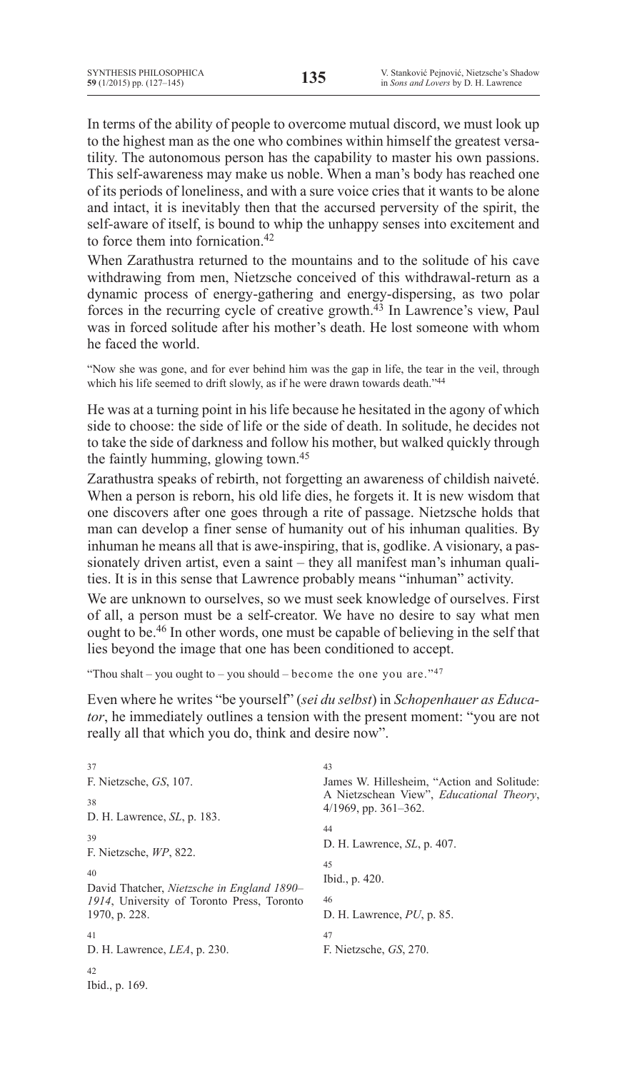In terms of the ability of people to overcome mutual discord, we must look up to the highest man as the one who combines within himself the greatest versatility. The autonomous person has the capability to master his own passions. This self-awareness may make us noble. When a man's body has reached one of its periods of loneliness, and with a sure voice cries that it wants to be alone and intact, it is inevitably then that the accursed perversity of the spirit, the self-aware of itself, is bound to whip the unhappy senses into excitement and to force them into fornication.[42]

When Zarathustra returned to the mountains and to the solitude of his cave withdrawing from men, Nietzsche conceived of this withdrawal-return as a dynamic process of energy-gathering and energy-dispersing, as two polar forces in the recurring cycle of creative growth.[43] In Lawrence's view, Paul was in forced solitude after his mother's death. He lost someone with whom he faced the world.

> "Now she was gone, and for ever behind him was the gap in life, the tear in the veil, through which his life seemed to drift slowly, as if he were drawn towards death."[44]

He was at a turning point in his life because he hesitated in the agony of which side to choose: the side of life or the side of death. In solitude, he decides not to take the side of darkness and follow his mother, but walked quickly through the faintly humming, glowing town.[45]

Zarathustra speaks of rebirth, not forgetting an awareness of childish naiveté. When a person is reborn, his old life dies, he forgets it. It is new wisdom that one discovers after one goes through a rite of passage. Nietzsche holds that man can develop a finer sense of humanity out of his inhuman qualities. By inhuman he means all that is awe-inspiring, that is, godlike. A visionary, a passionately driven artist, even a saint – they all manifest man's inhuman qualities. It is in this sense that Lawrence probably means "inhuman" activity.

We are unknown to ourselves, so we must seek knowledge of ourselves. First of all, a person must be a self-creator. We have no desire to say what men ought to be.[46] In other words, one must be capable of believing in the self that lies beyond the image that one has been conditioned to accept.

> "Thou shalt – you ought to – you should – become the one you are."[47]

Even where he writes "be yourself" (*sei du selbst*) in *Schopenhauer as Educator*, he immediately outlines a tension with the present moment: "you are not really all that which you do, think and desire now".

---

37 F. Nietzsche, *GS*, 107.

38 D. H. Lawrence, *SL*, p. 183.

39 F. Nietzsche, *WP*, 822.

40 David Thatcher, *Nietzsche in England 1890–1914*, University of Toronto Press, Toronto 1970, p. 228.

41 D. H. Lawrence, *LEA*, p. 230.

42 Ibid., p. 169.

43 James W. Hillesheim, "Action and Solitude: A Nietzschean View", *Educational Theory*, 4/1969, pp. 361–362.

44 D. H. Lawrence, *SL*, p. 407.

45 Ibid., p. 420.

46 D. H. Lawrence, *PU*, p. 85.

47 F. Nietzsche, *GS*, 270.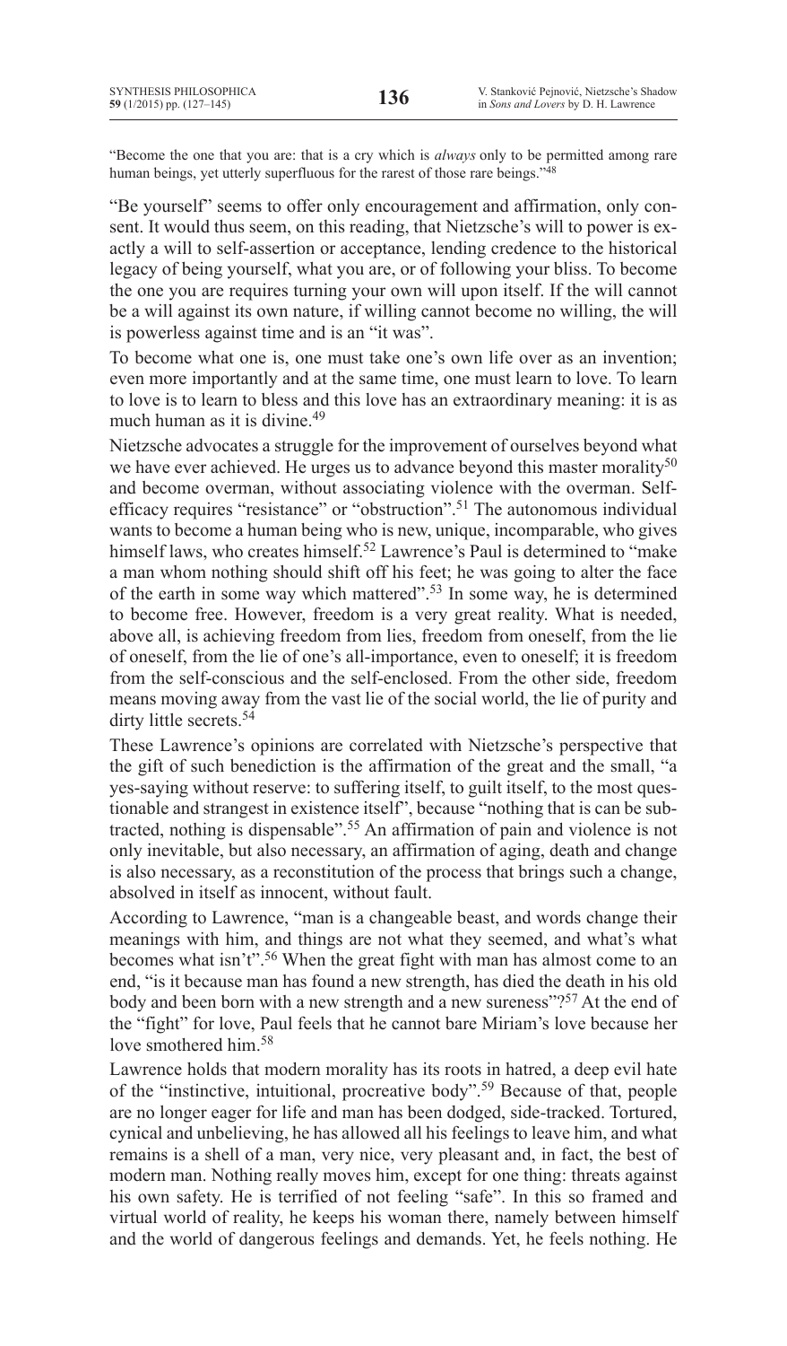"Become the one that you are: that is a cry which is *always* only to be permitted among rare human beings, yet utterly superfluous for the rarest of those rare beings."[48]

"Be yourself" seems to offer only encouragement and affirmation, only consent. It would thus seem, on this reading, that Nietzsche's will to power is exactly a will to self-assertion or acceptance, lending credence to the historical legacy of being yourself, what you are, or of following your bliss. To become the one you are requires turning your own will upon itself. If the will cannot be a will against its own nature, if willing cannot become no willing, the will is powerless against time and is an "it was".

To become what one is, one must take one's own life over as an invention; even more importantly and at the same time, one must learn to love. To learn to love is to learn to bless and this love has an extraordinary meaning: it is as much human as it is divine.[49]

Nietzsche advocates a struggle for the improvement of ourselves beyond what we have ever achieved. He urges us to advance beyond this master morality[50] and become overman, without associating violence with the overman. Self-efficacy requires "resistance" or "obstruction".[51] The autonomous individual wants to become a human being who is new, unique, incomparable, who gives himself laws, who creates himself.[52] Lawrence's Paul is determined to "make a man whom nothing should shift off his feet; he was going to alter the face of the earth in some way which mattered".[53] In some way, he is determined to become free. However, freedom is a very great reality. What is needed, above all, is achieving freedom from lies, freedom from oneself, from the lie of oneself, from the lie of one's all-importance, even to oneself; it is freedom from the self-conscious and the self-enclosed. From the other side, freedom means moving away from the vast lie of the social world, the lie of purity and dirty little secrets.[54]

These Lawrence's opinions are correlated with Nietzsche's perspective that the gift of such benediction is the affirmation of the great and the small, "a yes-saying without reserve: to suffering itself, to guilt itself, to the most questionable and strangest in existence itself", because "nothing that is can be subtracted, nothing is dispensable".[55] An affirmation of pain and violence is not only inevitable, but also necessary, an affirmation of aging, death and change is also necessary, as a reconstitution of the process that brings such a change, absolved in itself as innocent, without fault.

According to Lawrence, "man is a changeable beast, and words change their meanings with him, and things are not what they seemed, and what's what becomes what isn't".[56] When the great fight with man has almost come to an end, "is it because man has found a new strength, has died the death in his old body and been born with a new strength and a new sureness"?[57] At the end of the "fight" for love, Paul feels that he cannot bare Miriam's love because her love smothered him.[58]

Lawrence holds that modern morality has its roots in hatred, a deep evil hate of the "instinctive, intuitional, procreative body".[59] Because of that, people are no longer eager for life and man has been dodged, side-tracked. Tortured, cynical and unbelieving, he has allowed all his feelings to leave him, and what remains is a shell of a man, very nice, very pleasant and, in fact, the best of modern man. Nothing really moves him, except for one thing: threats against his own safety. He is terrified of not feeling "safe". In this so framed and virtual world of reality, he keeps his woman there, namely between himself and the world of dangerous feelings and demands. Yet, he feels nothing. He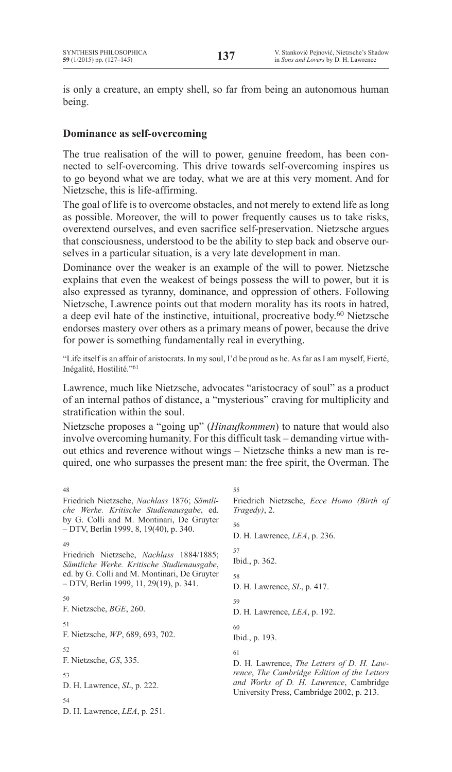is only a creature, an empty shell, so far from being an autonomous human being.

## Dominance as self-overcoming

The true realisation of the will to power, genuine freedom, has been connected to self-overcoming. This drive towards self-overcoming inspires us to go beyond what we are today, what we are at this very moment. And for Nietzsche, this is life-affirming.

The goal of life is to overcome obstacles, and not merely to extend life as long as possible. Moreover, the will to power frequently causes us to take risks, overextend ourselves, and even sacrifice self-preservation. Nietzsche argues that consciousness, understood to be the ability to step back and observe ourselves in a particular situation, is a very late development in man.

Dominance over the weaker is an example of the will to power. Nietzsche explains that even the weakest of beings possess the will to power, but it is also expressed as tyranny, dominance, and oppression of others. Following Nietzsche, Lawrence points out that modern morality has its roots in hatred, a deep evil hate of the instinctive, intuitional, procreative body.[60] Nietzsche endorses mastery over others as a primary means of power, because the drive for power is something fundamentally real in everything.

> "Life itself is an affair of aristocrats. In my soul, I'd be proud as he. As far as I am myself, Fierté, Inégalité, Hostilité."[61]

Lawrence, much like Nietzsche, advocates "aristocracy of soul" as a product of an internal pathos of distance, a "mysterious" craving for multiplicity and stratification within the soul.

Nietzsche proposes a "going up" (*Hinaufkommen*) to nature that would also involve overcoming humanity. For this difficult task – demanding virtue without ethics and reverence without wings – Nietzsche thinks a new man is required, one who surpasses the present man: the free spirit, the Overman. The

---

48
Friedrich Nietzsche, *Nachlass* 1876; *Sämtliche Werke. Kritische Studienausgabe*, ed. by G. Colli and M. Montinari, De Gruyter – DTV, Berlin 1999, 8, 19(40), p. 340.

49
Friedrich Nietzsche, *Nachlass* 1884/1885; *Sämtliche Werke. Kritische Studienausgabe*, ed. by G. Colli and M. Montinari, De Gruyter – DTV, Berlin 1999, 11, 29(19), p. 341.

50
F. Nietzsche, *BGE*, 260.

51
F. Nietzsche, *WP*, 689, 693, 702.

52
F. Nietzsche, *GS*, 335.

53
D. H. Lawrence, *SL*, p. 222.

54
D. H. Lawrence, *LEA*, p. 251.

55
Friedrich Nietzsche, *Ecce Homo (Birth of Tragedy)*, 2.

56
D. H. Lawrence, *LEA*, p. 236.

57
Ibid., p. 362.

58
D. H. Lawrence, *SL*, p. 417.

59
D. H. Lawrence, *LEA*, p. 192.

60
Ibid., p. 193.

61
D. H. Lawrence, *The Letters of D. H. Lawrence*, *The Cambridge Edition of the Letters and Works of D. H. Lawrence*, Cambridge University Press, Cambridge 2002, p. 213.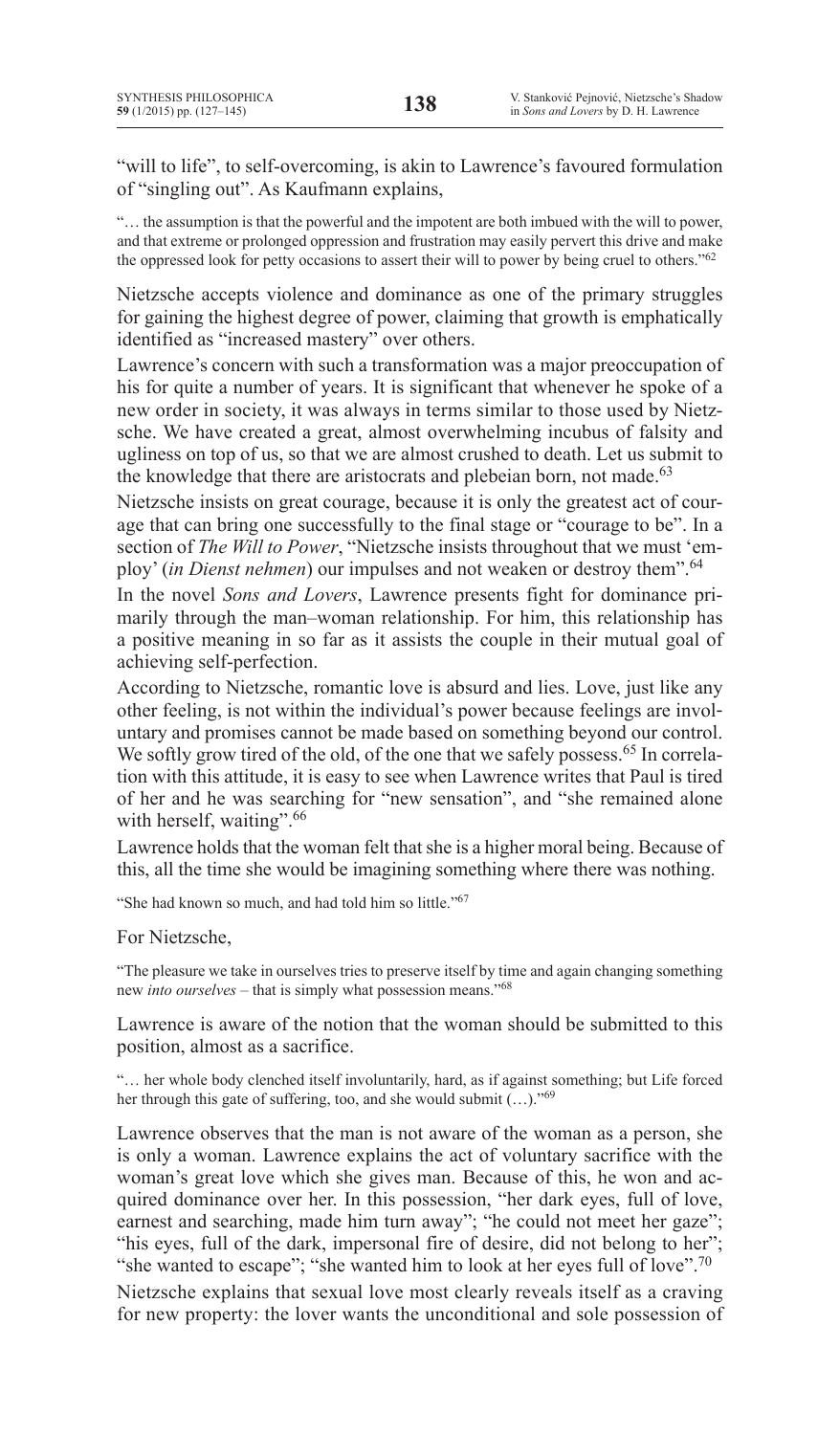"will to life", to self-overcoming, is akin to Lawrence's favoured formulation of "singling out". As Kaufmann explains,

> "… the assumption is that the powerful and the impotent are both imbued with the will to power, and that extreme or prolonged oppression and frustration may easily pervert this drive and make the oppressed look for petty occasions to assert their will to power by being cruel to others."[62]

Nietzsche accepts violence and dominance as one of the primary struggles for gaining the highest degree of power, claiming that growth is emphatically identified as "increased mastery" over others.

Lawrence's concern with such a transformation was a major preoccupation of his for quite a number of years. It is significant that whenever he spoke of a new order in society, it was always in terms similar to those used by Nietzsche. We have created a great, almost overwhelming incubus of falsity and ugliness on top of us, so that we are almost crushed to death. Let us submit to the knowledge that there are aristocrats and plebeian born, not made.[63]

Nietzsche insists on great courage, because it is only the greatest act of courage that can bring one successfully to the final stage or "courage to be". In a section of *The Will to Power*, "Nietzsche insists throughout that we must 'employ' (*in Dienst nehmen*) our impulses and not weaken or destroy them".[64]

In the novel *Sons and Lovers*, Lawrence presents fight for dominance primarily through the man–woman relationship. For him, this relationship has a positive meaning in so far as it assists the couple in their mutual goal of achieving self-perfection.

According to Nietzsche, romantic love is absurd and lies. Love, just like any other feeling, is not within the individual's power because feelings are involuntary and promises cannot be made based on something beyond our control. We softly grow tired of the old, of the one that we safely possess.[65] In correlation with this attitude, it is easy to see when Lawrence writes that Paul is tired of her and he was searching for "new sensation", and "she remained alone with herself, waiting".[66]

Lawrence holds that the woman felt that she is a higher moral being. Because of this, all the time she would be imagining something where there was nothing.

> "She had known so much, and had told him so little."[67]

For Nietzsche,

> "The pleasure we take in ourselves tries to preserve itself by time and again changing something new *into ourselves* – that is simply what possession means."[68]

Lawrence is aware of the notion that the woman should be submitted to this position, almost as a sacrifice.

> "… her whole body clenched itself involuntarily, hard, as if against something; but Life forced her through this gate of suffering, too, and she would submit (…)."[69]

Lawrence observes that the man is not aware of the woman as a person, she is only a woman. Lawrence explains the act of voluntary sacrifice with the woman's great love which she gives man. Because of this, he won and acquired dominance over her. In this possession, "her dark eyes, full of love, earnest and searching, made him turn away"; "he could not meet her gaze"; "his eyes, full of the dark, impersonal fire of desire, did not belong to her"; "she wanted to escape"; "she wanted him to look at her eyes full of love".[70]

Nietzsche explains that sexual love most clearly reveals itself as a craving for new property: the lover wants the unconditional and sole possession of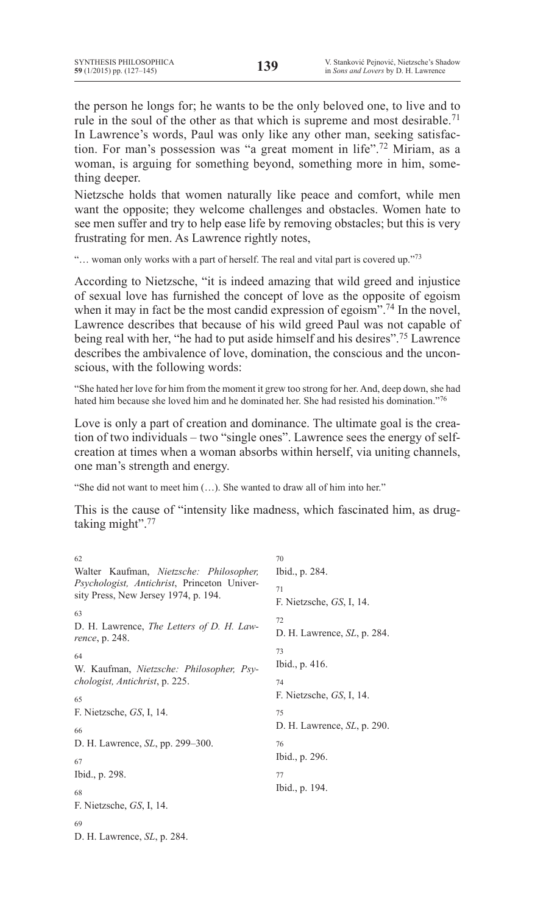the person he longs for; he wants to be the only beloved one, to live and to rule in the soul of the other as that which is supreme and most desirable.[71] In Lawrence's words, Paul was only like any other man, seeking satisfaction. For man's possession was "a great moment in life".[72] Miriam, as a woman, is arguing for something beyond, something more in him, something deeper.

Nietzsche holds that women naturally like peace and comfort, while men want the opposite; they welcome challenges and obstacles. Women hate to see men suffer and try to help ease life by removing obstacles; but this is very frustrating for men. As Lawrence rightly notes,

> "… woman only works with a part of herself. The real and vital part is covered up."[73]

According to Nietzsche, "it is indeed amazing that wild greed and injustice of sexual love has furnished the concept of love as the opposite of egoism when it may in fact be the most candid expression of egoism".[74] In the novel, Lawrence describes that because of his wild greed Paul was not capable of being real with her, "he had to put aside himself and his desires".[75] Lawrence describes the ambivalence of love, domination, the conscious and the unconscious, with the following words:

> "She hated her love for him from the moment it grew too strong for her. And, deep down, she had hated him because she loved him and he dominated her. She had resisted his domination."[76]

Love is only a part of creation and dominance. The ultimate goal is the creation of two individuals – two "single ones". Lawrence sees the energy of self-creation at times when a woman absorbs within herself, via uniting channels, one man's strength and energy.

> "She did not want to meet him (…). She wanted to draw all of him into her."

This is the cause of "intensity like madness, which fascinated him, as drug-taking might".[77]

---

62 Walter Kaufman, *Nietzsche: Philosopher, Psychologist, Antichrist*, Princeton University Press, New Jersey 1974, p. 194.

63 D. H. Lawrence, *The Letters of D. H. Lawrence*, p. 248.

64 W. Kaufman, *Nietzsche: Philosopher, Psychologist, Antichrist*, p. 225.

65 F. Nietzsche, *GS*, I, 14.

66 D. H. Lawrence, *SL*, pp. 299–300.

67 Ibid., p. 298.

68 F. Nietzsche, *GS*, I, 14.

69 D. H. Lawrence, *SL*, p. 284.

70 Ibid., p. 284.

71 F. Nietzsche, *GS*, I, 14.

72 D. H. Lawrence, *SL*, p. 284.

73 Ibid., p. 416.

74 F. Nietzsche, *GS*, I, 14.

75 D. H. Lawrence, *SL*, p. 290.

76 Ibid., p. 296.

77 Ibid., p. 194.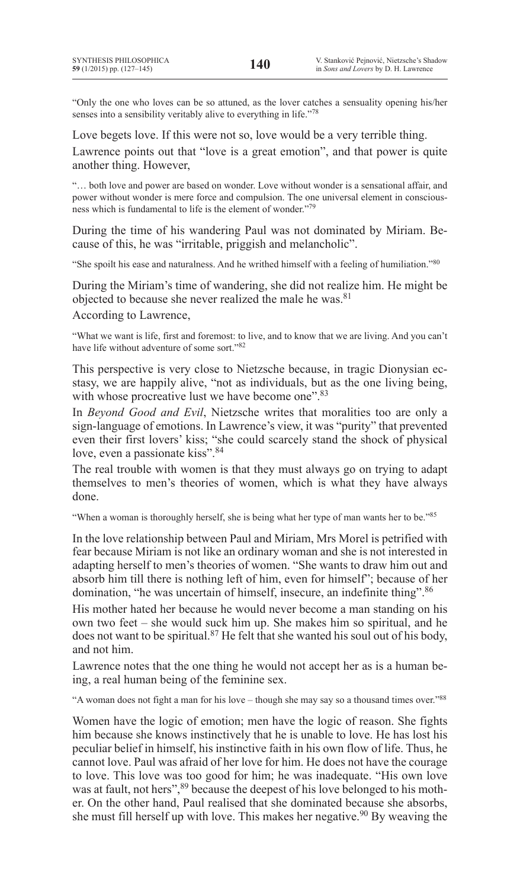"Only the one who loves can be so attuned, as the lover catches a sensuality opening his/her senses into a sensibility veritably alive to everything in life."[78]

Love begets love. If this were not so, love would be a very terrible thing.

Lawrence points out that "love is a great emotion", and that power is quite another thing. However,

"… both love and power are based on wonder. Love without wonder is a sensational affair, and power without wonder is mere force and compulsion. The one universal element in consciousness which is fundamental to life is the element of wonder."[79]

During the time of his wandering Paul was not dominated by Miriam. Because of this, he was "irritable, priggish and melancholic".

"She spoilt his ease and naturalness. And he writhed himself with a feeling of humiliation."[80]

During the Miriam's time of wandering, she did not realize him. He might be objected to because she never realized the male he was.[81]

According to Lawrence,

"What we want is life, first and foremost: to live, and to know that we are living. And you can't have life without adventure of some sort."[82]

This perspective is very close to Nietzsche because, in tragic Dionysian ecstasy, we are happily alive, "not as individuals, but as the one living being, with whose procreative lust we have become one".[83]

In *Beyond Good and Evil*, Nietzsche writes that moralities too are only a sign-language of emotions. In Lawrence's view, it was "purity" that prevented even their first lovers' kiss; "she could scarcely stand the shock of physical love, even a passionate kiss".[84]

The real trouble with women is that they must always go on trying to adapt themselves to men's theories of women, which is what they have always done.

"When a woman is thoroughly herself, she is being what her type of man wants her to be."[85]

In the love relationship between Paul and Miriam, Mrs Morel is petrified with fear because Miriam is not like an ordinary woman and she is not interested in adapting herself to men's theories of women. "She wants to draw him out and absorb him till there is nothing left of him, even for himself"; because of her domination, "he was uncertain of himself, insecure, an indefinite thing".[86]

His mother hated her because he would never become a man standing on his own two feet – she would suck him up. She makes him so spiritual, and he does not want to be spiritual.[87] He felt that she wanted his soul out of his body, and not him.

Lawrence notes that the one thing he would not accept her as is a human being, a real human being of the feminine sex.

"A woman does not fight a man for his love – though she may say so a thousand times over."[88]

Women have the logic of emotion; men have the logic of reason. She fights him because she knows instinctively that he is unable to love. He has lost his peculiar belief in himself, his instinctive faith in his own flow of life. Thus, he cannot love. Paul was afraid of her love for him. He does not have the courage to love. This love was too good for him; he was inadequate. "His own love was at fault, not hers",[89] because the deepest of his love belonged to his mother. On the other hand, Paul realised that she dominated because she absorbs, she must fill herself up with love. This makes her negative.[90] By weaving the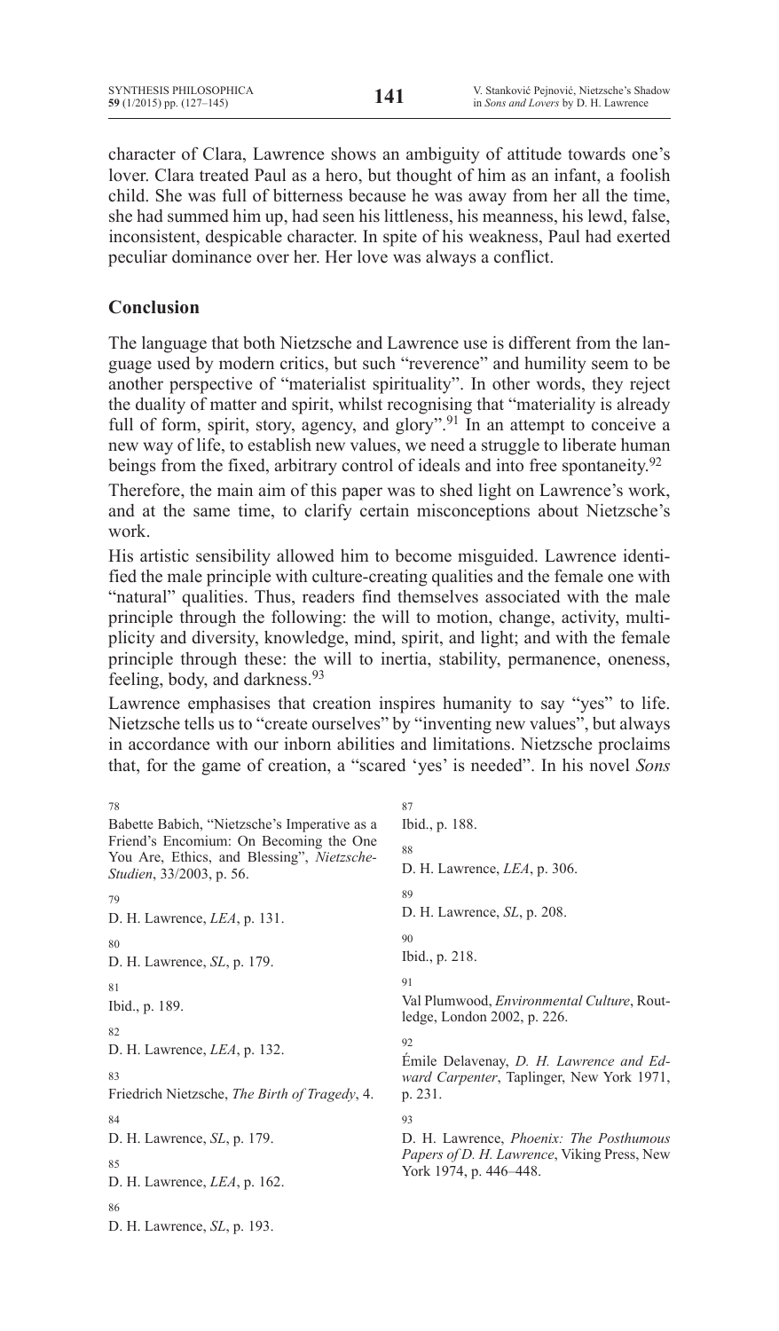character of Clara, Lawrence shows an ambiguity of attitude towards one's lover. Clara treated Paul as a hero, but thought of him as an infant, a foolish child. She was full of bitterness because he was away from her all the time, she had summed him up, had seen his littleness, his meanness, his lewd, false, inconsistent, despicable character. In spite of his weakness, Paul had exerted peculiar dominance over her. Her love was always a conflict.

## Conclusion

The language that both Nietzsche and Lawrence use is different from the language used by modern critics, but such "reverence" and humility seem to be another perspective of "materialist spirituality". In other words, they reject the duality of matter and spirit, whilst recognising that "materiality is already full of form, spirit, story, agency, and glory".[91] In an attempt to conceive a new way of life, to establish new values, we need a struggle to liberate human beings from the fixed, arbitrary control of ideals and into free spontaneity.[92]

Therefore, the main aim of this paper was to shed light on Lawrence's work, and at the same time, to clarify certain misconceptions about Nietzsche's work.

His artistic sensibility allowed him to become misguided. Lawrence identified the male principle with culture-creating qualities and the female one with "natural" qualities. Thus, readers find themselves associated with the male principle through the following: the will to motion, change, activity, multiplicity and diversity, knowledge, mind, spirit, and light; and with the female principle through these: the will to inertia, stability, permanence, oneness, feeling, body, and darkness.[93]

Lawrence emphasises that creation inspires humanity to say "yes" to life. Nietzsche tells us to "create ourselves" by "inventing new values", but always in accordance with our inborn abilities and limitations. Nietzsche proclaims that, for the game of creation, a "scared 'yes' is needed". In his novel *Sons*

---

78 Babette Babich, "Nietzsche's Imperative as a Friend's Encomium: On Becoming the One You Are, Ethics, and Blessing", *Nietzsche-Studien*, 33/2003, p. 56.

79 D. H. Lawrence, *LEA*, p. 131.

80 D. H. Lawrence, *SL*, p. 179.

81 Ibid., p. 189.

82 D. H. Lawrence, *LEA*, p. 132.

83 Friedrich Nietzsche, *The Birth of Tragedy*, 4.

84 D. H. Lawrence, *SL*, p. 179.

85 D. H. Lawrence, *LEA*, p. 162.

86 D. H. Lawrence, *SL*, p. 193.

87 Ibid., p. 188.

88 D. H. Lawrence, *LEA*, p. 306.

89 D. H. Lawrence, *SL*, p. 208.

90 Ibid., p. 218.

91 Val Plumwood, *Environmental Culture*, Routledge, London 2002, p. 226.

92 Émile Delavenay, *D. H. Lawrence and Edward Carpenter*, Taplinger, New York 1971, p. 231.

93 D. H. Lawrence, *Phoenix: The Posthumous Papers of D. H. Lawrence*, Viking Press, New York 1974, p. 446–448.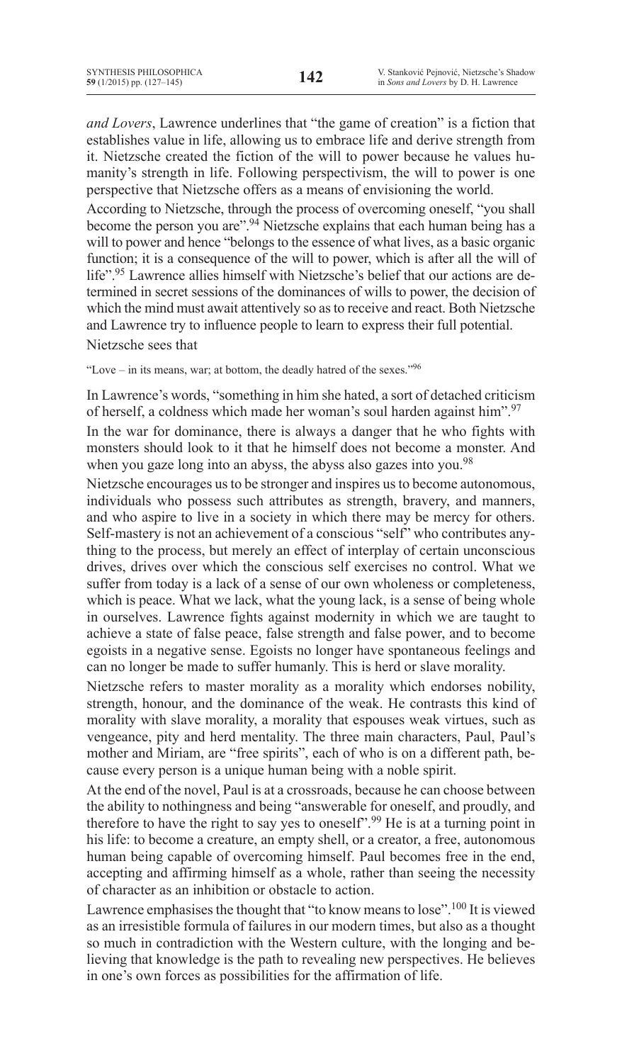*and Lovers*, Lawrence underlines that "the game of creation" is a fiction that establishes value in life, allowing us to embrace life and derive strength from it. Nietzsche created the fiction of the will to power because he values humanity's strength in life. Following perspectivism, the will to power is one perspective that Nietzsche offers as a means of envisioning the world.

According to Nietzsche, through the process of overcoming oneself, "you shall become the person you are".[94] Nietzsche explains that each human being has a will to power and hence "belongs to the essence of what lives, as a basic organic function; it is a consequence of the will to power, which is after all the will of life".[95] Lawrence allies himself with Nietzsche's belief that our actions are determined in secret sessions of the dominances of wills to power, the decision of which the mind must await attentively so as to receive and react. Both Nietzsche and Lawrence try to influence people to learn to express their full potential.

Nietzsche sees that

"Love – in its means, war; at bottom, the deadly hatred of the sexes."[96]

In Lawrence's words, "something in him she hated, a sort of detached criticism of herself, a coldness which made her woman's soul harden against him".[97]

In the war for dominance, there is always a danger that he who fights with monsters should look to it that he himself does not become a monster. And when you gaze long into an abyss, the abyss also gazes into you.[98]

Nietzsche encourages us to be stronger and inspires us to become autonomous, individuals who possess such attributes as strength, bravery, and manners, and who aspire to live in a society in which there may be mercy for others. Self-mastery is not an achievement of a conscious "self" who contributes anything to the process, but merely an effect of interplay of certain unconscious drives, drives over which the conscious self exercises no control. What we suffer from today is a lack of a sense of our own wholeness or completeness, which is peace. What we lack, what the young lack, is a sense of being whole in ourselves. Lawrence fights against modernity in which we are taught to achieve a state of false peace, false strength and false power, and to become egoists in a negative sense. Egoists no longer have spontaneous feelings and can no longer be made to suffer humanly. This is herd or slave morality.

Nietzsche refers to master morality as a morality which endorses nobility, strength, honour, and the dominance of the weak. He contrasts this kind of morality with slave morality, a morality that espouses weak virtues, such as vengeance, pity and herd mentality. The three main characters, Paul, Paul's mother and Miriam, are "free spirits", each of who is on a different path, because every person is a unique human being with a noble spirit.

At the end of the novel, Paul is at a crossroads, because he can choose between the ability to nothingness and being "answerable for oneself, and proudly, and therefore to have the right to say yes to oneself".[99] He is at a turning point in his life: to become a creature, an empty shell, or a creator, a free, autonomous human being capable of overcoming himself. Paul becomes free in the end, accepting and affirming himself as a whole, rather than seeing the necessity of character as an inhibition or obstacle to action.

Lawrence emphasises the thought that "to know means to lose".[100] It is viewed as an irresistible formula of failures in our modern times, but also as a thought so much in contradiction with the Western culture, with the longing and believing that knowledge is the path to revealing new perspectives. He believes in one's own forces as possibilities for the affirmation of life.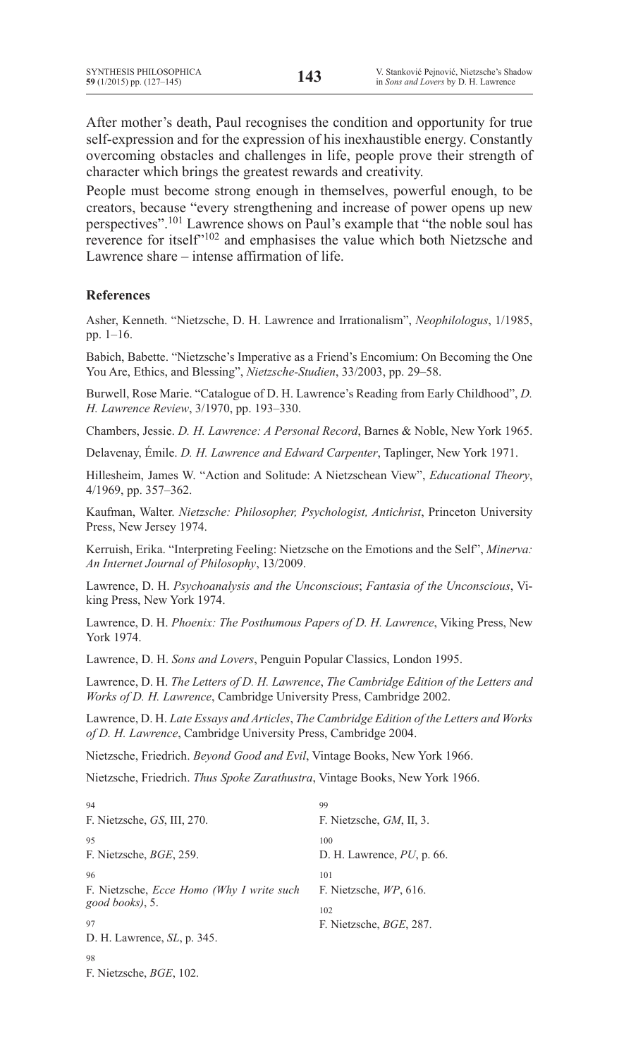After mother's death, Paul recognises the condition and opportunity for true self-expression and for the expression of his inexhaustible energy. Constantly overcoming obstacles and challenges in life, people prove their strength of character which brings the greatest rewards and creativity.

People must become strong enough in themselves, powerful enough, to be creators, because "every strengthening and increase of power opens up new perspectives".[101] Lawrence shows on Paul's example that "the noble soul has reverence for itself"[102] and emphasises the value which both Nietzsche and Lawrence share – intense affirmation of life.

### References

Asher, Kenneth. "Nietzsche, D. H. Lawrence and Irrationalism", *Neophilologus*, 1/1985, pp. 1–16.

Babich, Babette. "Nietzsche's Imperative as a Friend's Encomium: On Becoming the One You Are, Ethics, and Blessing", *Nietzsche-Studien*, 33/2003, pp. 29–58.

Burwell, Rose Marie. "Catalogue of D. H. Lawrence's Reading from Early Childhood", *D. H. Lawrence Review*, 3/1970, pp. 193–330.

Chambers, Jessie. *D. H. Lawrence: A Personal Record*, Barnes & Noble, New York 1965.

Delavenay, Émile. *D. H. Lawrence and Edward Carpenter*, Taplinger, New York 1971.

Hillesheim, James W. "Action and Solitude: A Nietzschean View", *Educational Theory*, 4/1969, pp. 357–362.

Kaufman, Walter. *Nietzsche: Philosopher, Psychologist, Antichrist*, Princeton University Press, New Jersey 1974.

Kerruish, Erika. "Interpreting Feeling: Nietzsche on the Emotions and the Self", *Minerva: An Internet Journal of Philosophy*, 13/2009.

Lawrence, D. H. *Psychoanalysis and the Unconscious*; *Fantasia of the Unconscious*, Viking Press, New York 1974.

Lawrence, D. H. *Phoenix: The Posthumous Papers of D. H. Lawrence*, Viking Press, New York 1974.

Lawrence, D. H. *Sons and Lovers*, Penguin Popular Classics, London 1995.

Lawrence, D. H. *The Letters of D. H. Lawrence*, *The Cambridge Edition of the Letters and Works of D. H. Lawrence*, Cambridge University Press, Cambridge 2002.

Lawrence, D. H. *Late Essays and Articles*, *The Cambridge Edition of the Letters and Works of D. H. Lawrence*, Cambridge University Press, Cambridge 2004.

Nietzsche, Friedrich. *Beyond Good and Evil*, Vintage Books, New York 1966.

Nietzsche, Friedrich. *Thus Spoke Zarathustra*, Vintage Books, New York 1966.

---

[94] F. Nietzsche, *GS*, III, 270.

[95] F. Nietzsche, *BGE*, 259.

[96] F. Nietzsche, *Ecce Homo (Why I write such good books)*, 5.

[97] D. H. Lawrence, *SL*, p. 345.

[98] F. Nietzsche, *BGE*, 102.

[99] F. Nietzsche, *GM*, II, 3.

[100] D. H. Lawrence, *PU*, p. 66.

[101] F. Nietzsche, *WP*, 616.

[102] F. Nietzsche, *BGE*, 287.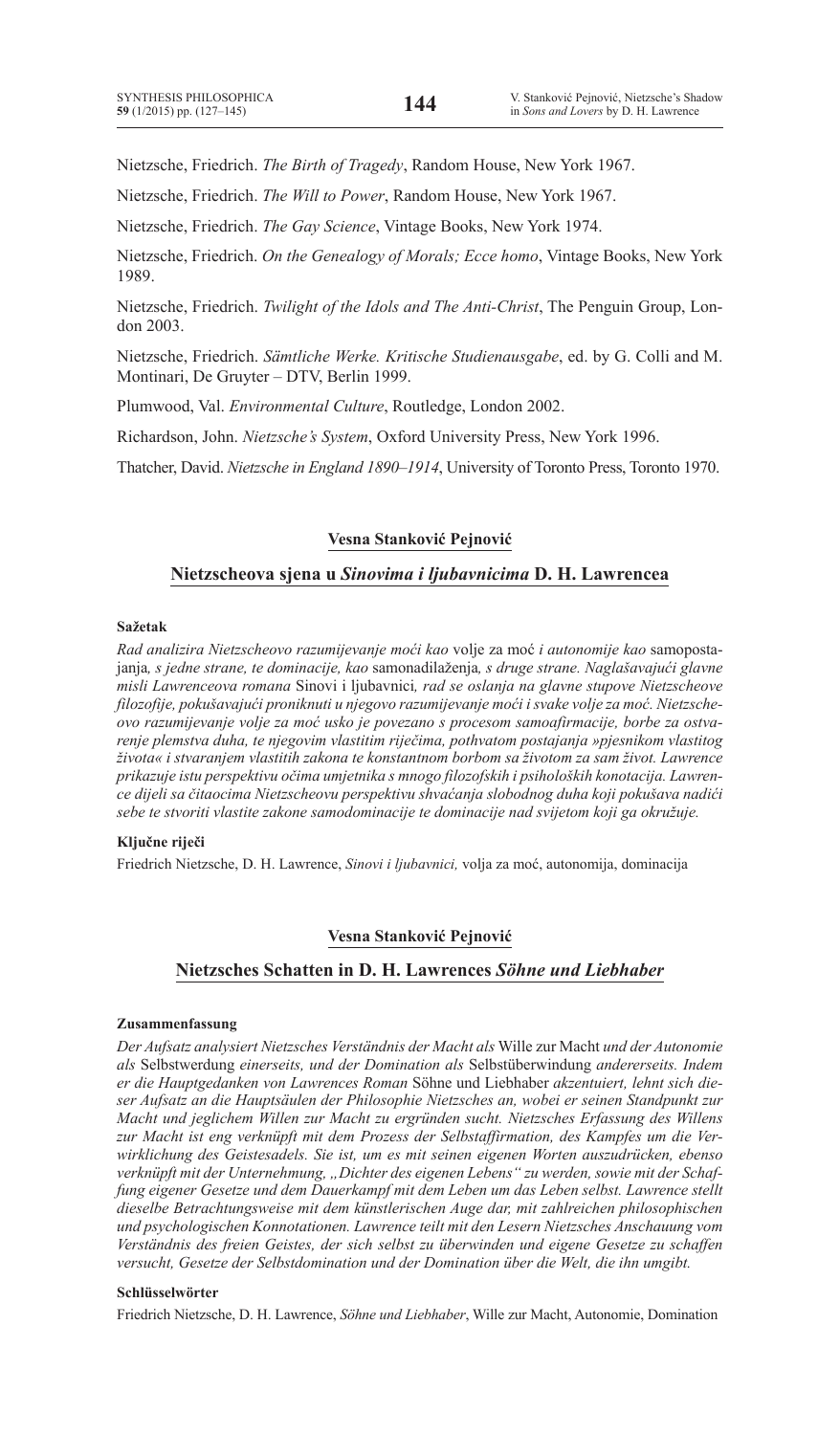Nietzsche, Friedrich. *The Birth of Tragedy*, Random House, New York 1967.

Nietzsche, Friedrich. *The Will to Power*, Random House, New York 1967.

Nietzsche, Friedrich. *The Gay Science*, Vintage Books, New York 1974.

Nietzsche, Friedrich. *On the Genealogy of Morals; Ecce homo*, Vintage Books, New York 1989.

Nietzsche, Friedrich. *Twilight of the Idols and The Anti-Christ*, The Penguin Group, London 2003.

Nietzsche, Friedrich. *Sämtliche Werke. Kritische Studienausgabe*, ed. by G. Colli and M. Montinari, De Gruyter – DTV, Berlin 1999.

Plumwood, Val. *Environmental Culture*, Routledge, London 2002.

Richardson, John. *Nietzsche's System*, Oxford University Press, New York 1996.

Thatcher, David. *Nietzsche in England 1890–1914*, University of Toronto Press, Toronto 1970.

**Vesna Stanković Pejnović**

## Nietzscheova sjena u *Sinovima i ljubavnicima* D. H. Lawrencea

**Sažetak**

*Rad analizira Nietzscheovo razumijevanje moći kao* volje za moć *i autonomije kao* samopostajanja*, s jedne strane, te dominacije, kao* samonadilaženja*, s druge strane. Naglašavajući glavne misli Lawrenceova romana* Sinovi i ljubavnici*, rad se oslanja na glavne stupove Nietzscheove filozofije, pokušavajući proniknuti u njegovo razumijevanje moći i svake volje za moć. Nietzscheovo razumijevanje volje za moć usko je povezano s procesom samoafirmacije, borbe za ostvarenje plemstva duha, te njegovim vlastitim riječima, pothvatom postajanja »pjesnikom vlastitog života« i stvaranjem vlastitih zakona te konstantnom borbom sa životom za sam život. Lawrence prikazuje istu perspektivu očima umjetnika s mnogo filozofskih i psiholoških konotacija. Lawrence dijeli sa čitaocima Nietzscheovu perspektivu shvaćanja slobodnog duha koji pokušava nadići sebe te stvoriti vlastite zakone samodominacije te dominacije nad svijetom koji ga okružuje.*

**Ključne riječi**

Friedrich Nietzsche, D. H. Lawrence, *Sinovi i ljubavnici,* volja za moć, autonomija, dominacija

**Vesna Stanković Pejnović**

## Nietzsches Schatten in D. H. Lawrences *Söhne und Liebhaber*

**Zusammenfassung**

*Der Aufsatz analysiert Nietzsches Verständnis der Macht als* Wille zur Macht *und der Autonomie als* Selbstwerdung *einerseits, und der Domination als* Selbstüberwindung *andererseits. Indem er die Hauptgedanken von Lawrences Roman* Söhne und Liebhaber *akzentuiert, lehnt sich dieser Aufsatz an die Hauptsäulen der Philosophie Nietzsches an, wobei er seinen Standpunkt zur Macht und jeglichem Willen zur Macht zu ergründen sucht. Nietzsches Erfassung des Willens zur Macht ist eng verknüpft mit dem Prozess der Selbstaffirmation, des Kampfes um die Verwirklichung des Geistesadels. Sie ist, um es mit seinen eigenen Worten auszudrücken, ebenso verknüpft mit der Unternehmung, „Dichter des eigenen Lebens" zu werden, sowie mit der Schaffung eigener Gesetze und dem Dauerkampf mit dem Leben um das Leben selbst. Lawrence stellt dieselbe Betrachtungsweise mit dem künstlerischen Auge dar, mit zahlreichen philosophischen und psychologischen Konnotationen. Lawrence teilt mit den Lesern Nietzsches Anschauung vom Verständnis des freien Geistes, der sich selbst zu überwinden und eigene Gesetze zu schaffen versucht, Gesetze der Selbstdomination und der Domination über die Welt, die ihn umgibt.*

**Schlüsselwörter**

Friedrich Nietzsche, D. H. Lawrence, *Söhne und Liebhaber*, Wille zur Macht, Autonomie, Domination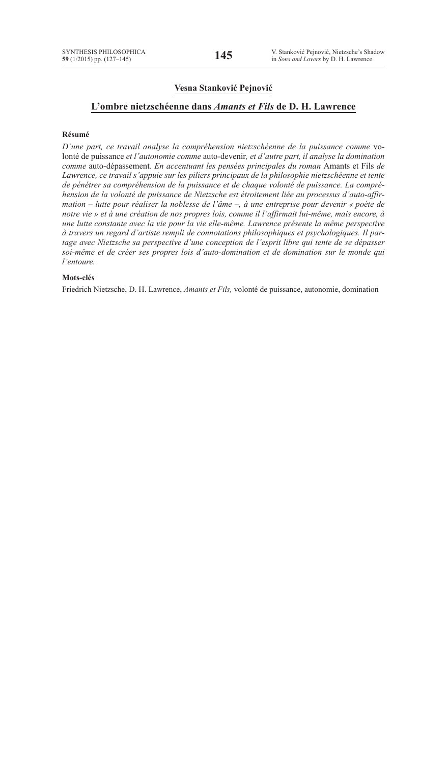**Vesna Stanković Pejnović**

## L'ombre nietzschéenne dans *Amants et Fils* de D. H. Lawrence

**Résumé**

*D'une part, ce travail analyse la compréhension nietzschéenne de la puissance comme* volonté de puissance *et l'autonomie comme* auto-devenir*, et d'autre part, il analyse la domination comme* auto-dépassement*. En accentuant les pensées principales du roman* Amants et Fils *de Lawrence, ce travail s'appuie sur les piliers principaux de la philosophie nietzschéenne et tente de pénétrer sa compréhension de la puissance et de chaque volonté de puissance. La compréhension de la volonté de puissance de Nietzsche est étroitement liée au processus d'auto-affirmation – lutte pour réaliser la noblesse de l'âme –, à une entreprise pour devenir « poète de notre vie » et à une création de nos propres lois, comme il l'affirmait lui-même, mais encore, à une lutte constante avec la vie pour la vie elle-même. Lawrence présente la même perspective à travers un regard d'artiste rempli de connotations philosophiques et psychologiques. Il partage avec Nietzsche sa perspective d'une conception de l'esprit libre qui tente de se dépasser soi-même et de créer ses propres lois d'auto-domination et de domination sur le monde qui l'entoure.*

**Mots-clés**

Friedrich Nietzsche, D. H. Lawrence, *Amants et Fils,* volonté de puissance, autonomie, domination